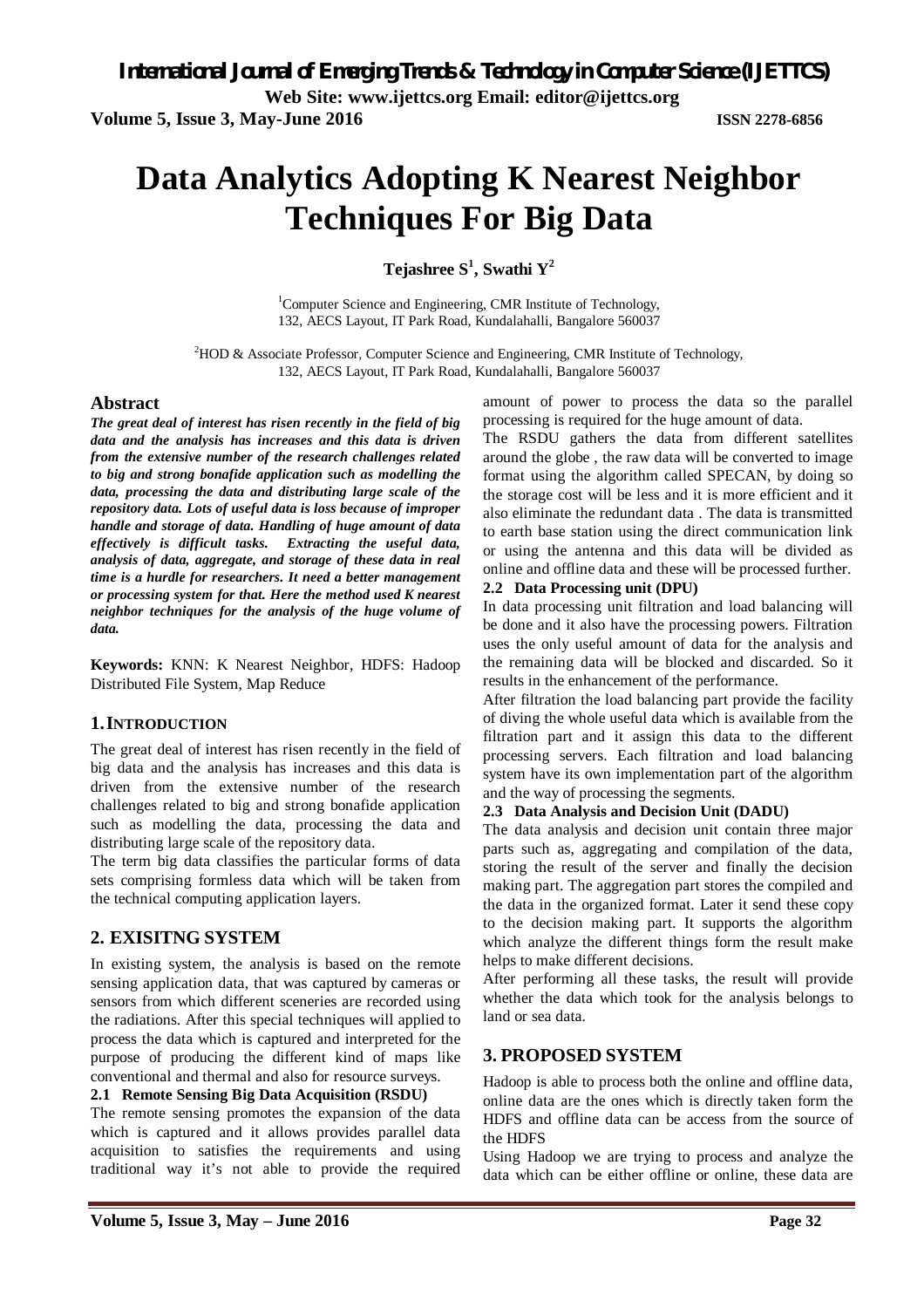# Data Analytics Adopting K Nearest Neighbor Techniques For Big Data

**Tejashree S[1], Swathi Y[2]**

[1]Computer Science and Engineering, CMR Institute of Technology, 132, AECS Layout, IT Park Road, Kundalahalli, Bangalore 560037

[2]HOD & Associate Professor, Computer Science and Engineering, CMR Institute of Technology, 132, AECS Layout, IT Park Road, Kundalahalli, Bangalore 560037

## Abstract

***The great deal of interest has risen recently in the field of big data and the analysis has increases and this data is driven from the extensive number of the research challenges related to big and strong bonafide application such as modelling the data, processing the data and distributing large scale of the repository data. Lots of useful data is loss because of improper handle and storage of data. Handling of huge amount of data effectively is difficult tasks. Extracting the useful data, analysis of data, aggregate, and storage of these data in real time is a hurdle for researchers. It need a better management or processing system for that. Here the method used K nearest neighbor techniques for the analysis of the huge volume of data.***

**Keywords:** KNN: K Nearest Neighbor, HDFS: Hadoop Distributed File System, Map Reduce

## 1. INTRODUCTION

The great deal of interest has risen recently in the field of big data and the analysis has increases and this data is driven from the extensive number of the research challenges related to big and strong bonafide application such as modelling the data, processing the data and distributing large scale of the repository data.

The term big data classifies the particular forms of data sets comprising formless data which will be taken from the technical computing application layers.

## 2. EXISITNG SYSTEM

In existing system, the analysis is based on the remote sensing application data, that was captured by cameras or sensors from which different sceneries are recorded using the radiations. After this special techniques will applied to process the data which is captured and interpreted for the purpose of producing the different kind of maps like conventional and thermal and also for resource surveys.

### 2.1 Remote Sensing Big Data Acquisition (RSDU)

The remote sensing promotes the expansion of the data which is captured and it allows provides parallel data acquisition to satisfies the requirements and using traditional way it's not able to provide the required amount of power to process the data so the parallel processing is required for the huge amount of data.

The RSDU gathers the data from different satellites around the globe , the raw data will be converted to image format using the algorithm called SPECAN, by doing so the storage cost will be less and it is more efficient and it also eliminate the redundant data . The data is transmitted to earth base station using the direct communication link or using the antenna and this data will be divided as online and offline data and these will be processed further.

### 2.2 Data Processing unit (DPU)

In data processing unit filtration and load balancing will be done and it also have the processing powers. Filtration uses the only useful amount of data for the analysis and the remaining data will be blocked and discarded. So it results in the enhancement of the performance.

After filtration the load balancing part provide the facility of diving the whole useful data which is available from the filtration part and it assign this data to the different processing servers. Each filtration and load balancing system have its own implementation part of the algorithm and the way of processing the segments.

### 2.3 Data Analysis and Decision Unit (DADU)

The data analysis and decision unit contain three major parts such as, aggregating and compilation of the data, storing the result of the server and finally the decision making part. The aggregation part stores the compiled and the data in the organized format. Later it send these copy to the decision making part. It supports the algorithm which analyze the different things form the result make helps to make different decisions.

After performing all these tasks, the result will provide whether the data which took for the analysis belongs to land or sea data.

## 3. PROPOSED SYSTEM

Hadoop is able to process both the online and offline data, online data are the ones which is directly taken form the HDFS and offline data can be access from the source of the HDFS

Using Hadoop we are trying to process and analyze the data which can be either offline or online, these data are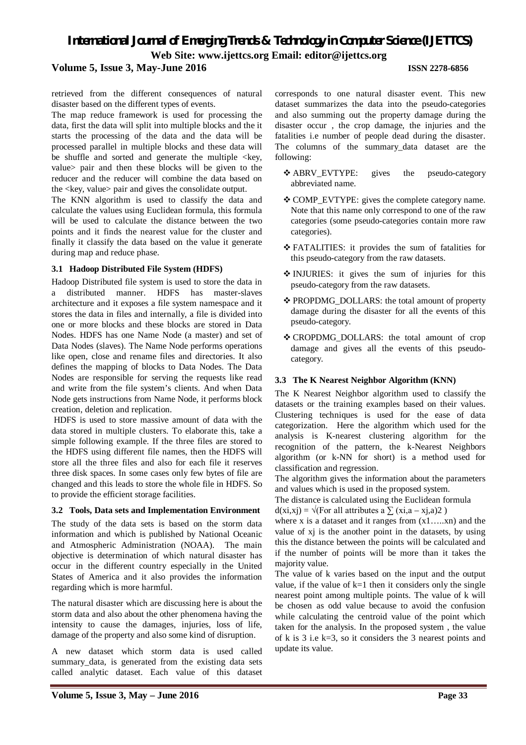retrieved from the different consequences of natural disaster based on the different types of events.

The map reduce framework is used for processing the data, first the data will split into multiple blocks and the it starts the processing of the data and the data will be processed parallel in multiple blocks and these data will be shuffle and sorted and generate the multiple <key, value> pair and then these blocks will be given to the reducer and the reducer will combine the data based on the <key, value> pair and gives the consolidate output.

The KNN algorithm is used to classify the data and calculate the values using Euclidean formula, this formula will be used to calculate the distance between the two points and it finds the nearest value for the cluster and finally it classify the data based on the value it generate during map and reduce phase.

### 3.1 Hadoop Distributed File System (HDFS)

Hadoop Distributed file system is used to store the data in a distributed manner. HDFS has master-slaves architecture and it exposes a file system namespace and it stores the data in files and internally, a file is divided into one or more blocks and these blocks are stored in Data Nodes. HDFS has one Name Node (a master) and set of Data Nodes (slaves). The Name Node performs operations like open, close and rename files and directories. It also defines the mapping of blocks to Data Nodes. The Data Nodes are responsible for serving the requests like read and write from the file system's clients. And when Data Node gets instructions from Name Node, it performs block creation, deletion and replication.

HDFS is used to store massive amount of data with the data stored in multiple clusters. To elaborate this, take a simple following example. If the three files are stored to the HDFS using different file names, then the HDFS will store all the three files and also for each file it reserves three disk spaces. In some cases only few bytes of file are changed and this leads to store the whole file in HDFS. So to provide the efficient storage facilities.

### 3.2 Tools, Data sets and Implementation Environment

The study of the data sets is based on the storm data information and which is published by National Oceanic and Atmospheric Administration (NOAA). The main objective is determination of which natural disaster has occur in the different country especially in the United States of America and it also provides the information regarding which is more harmful.

The natural disaster which are discussing here is about the storm data and also about the other phenomena having the intensity to cause the damages, injuries, loss of life, damage of the property and also some kind of disruption.

A new dataset which storm data is used called summary_data, is generated from the existing data sets called analytic dataset. Each value of this dataset corresponds to one natural disaster event. This new dataset summarizes the data into the pseudo-categories and also summing out the property damage during the disaster occur , the crop damage, the injuries and the fatalities i.e number of people dead during the disaster. The columns of the summary_data dataset are the following:

- ABRV_EVTYPE: gives the pseudo-category abbreviated name.
- COMP_EVTYPE: gives the complete category name. Note that this name only correspond to one of the raw categories (some pseudo-categories contain more raw categories).
- FATALITIES: it provides the sum of fatalities for this pseudo-category from the raw datasets.
- INJURIES: it gives the sum of injuries for this pseudo-category from the raw datasets.
- PROPDMG_DOLLARS: the total amount of property damage during the disaster for all the events of this pseudo-category.
- CROPDMG_DOLLARS: the total amount of crop damage and gives all the events of this pseudo-category.

### 3.3 The K Nearest Neighbor Algorithm (KNN)

The K Nearest Neighbor algorithm used to classify the datasets or the training examples based on their values. Clustering techniques is used for the ease of data categorization. Here the algorithm which used for the analysis is K-nearest clustering algorithm for the recognition of the pattern, the k-Nearest Neighbors algorithm (or k-NN for short) is a method used for classification and regression.

The algorithm gives the information about the parameters and values which is used in the proposed system.

The distance is calculated using the Euclidean formula

$d(x_i,x_j) = \sqrt{(\text{For all attributes } a \sum (x_{i,a} - x_{j,a})^2)}$

where x is a dataset and it ranges from (x1…..xn) and the value of xj is the another point in the datasets, by using this the distance between the points will be calculated and if the number of points will be more than it takes the majority value.

The value of k varies based on the input and the output value, if the value of k=1 then it considers only the single nearest point among multiple points. The value of k will be chosen as odd value because to avoid the confusion while calculating the centroid value of the point which taken for the analysis. In the proposed system , the value of k is 3 i.e k=3, so it considers the 3 nearest points and update its value.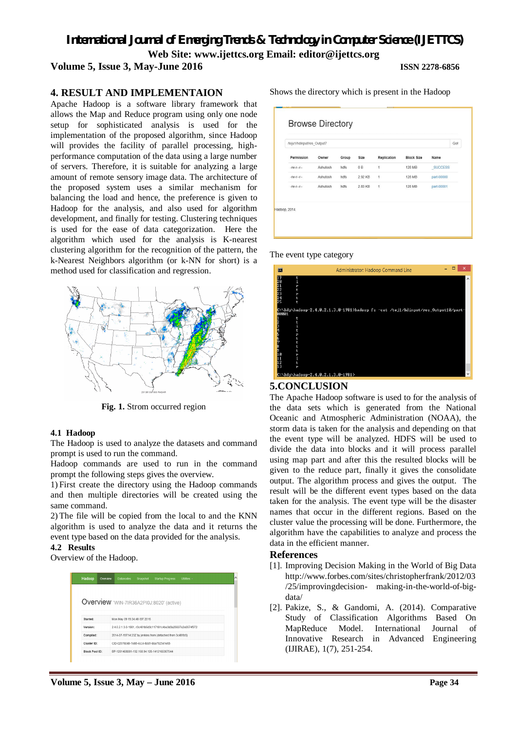## 4. RESULT AND IMPLEMENTAION

Apache Hadoop is a software library framework that allows the Map and Reduce program using only one node setup for sophisticated analysis is used for the implementation of the proposed algorithm, since Hadoop will provides the facility of parallel processing, high-performance computation of the data using a large number of servers. Therefore, it is suitable for analyzing a large amount of remote sensory image data. The architecture of the proposed system uses a similar mechanism for balancing the load and hence, the preference is given to Hadoop for the analysis, and also used for algorithm development, and finally for testing. Clustering techniques is used for the ease of data categorization. Here the algorithm which used for the analysis is K-nearest clustering algorithm for the recognition of the pattern, the k-Nearest Neighbors algorithm (or k-NN for short) is a method used for classification and regression.

**Fig. 1.** Strom occurred region

### 4.1 Hadoop

The Hadoop is used to analyze the datasets and command prompt is used to run the command.

Hadoop commands are used to run in the command prompt the following steps gives the overview.

1) First create the directory using the Hadoop commands and then multiple directories will be created using the same command.

2) The file will be copied from the local to and the KNN algorithm is used to analyze the data and it returns the event type based on the data provided for the analysis.

### 4.2 Results

Overview of the Hadoop.

Shows the directory which is present in the Hadoop

The event type category

## 5.CONCLUSION

The Apache Hadoop software is used to for the analysis of the data sets which is generated from the National Oceanic and Atmospheric Administration (NOAA), the storm data is taken for the analysis and depending on that the event type will be analyzed. HDFS will be used to divide the data into blocks and it will process parallel using map part and after this the resulted blocks will be given to the reduce part, finally it gives the consolidate output. The algorithm process and gives the output. The result will be the different event types based on the data taken for the analysis. The event type will be the disaster names that occur in the different regions. Based on the cluster value the processing will be done. Furthermore, the algorithm have the capabilities to analyze and process the data in the efficient manner.

## References

[1]. Improving Decision Making in the World of Big Data http://www.forbes.com/sites/christopherfrank/2012/03/25/improvingdecision- making-in-the-world-of-big-data/

[2]. Pakize, S., & Gandomi, A. (2014). Comparative Study of Classification Algorithms Based On MapReduce Model. International Journal of Innovative Research in Advanced Engineering (IJIRAE), 1(7), 251-254.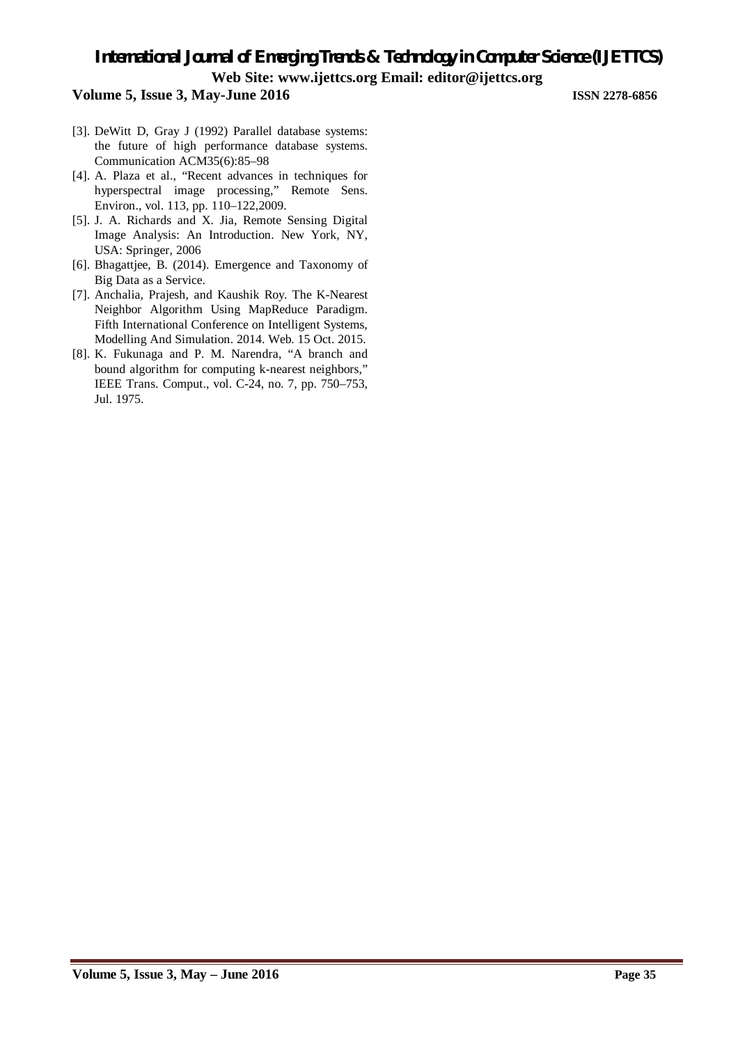[3]. DeWitt D, Gray J (1992) Parallel database systems: the future of high performance database systems. Communication ACM35(6):85–98

[4]. A. Plaza et al., "Recent advances in techniques for hyperspectral image processing," Remote Sens. Environ., vol. 113, pp. 110–122,2009.

[5]. J. A. Richards and X. Jia, Remote Sensing Digital Image Analysis: An Introduction. New York, NY, USA: Springer, 2006

[6]. Bhagattjee, B. (2014). Emergence and Taxonomy of Big Data as a Service.

[7]. Anchalia, Prajesh, and Kaushik Roy. The K-Nearest Neighbor Algorithm Using MapReduce Paradigm. Fifth International Conference on Intelligent Systems, Modelling And Simulation. 2014. Web. 15 Oct. 2015.

[8]. K. Fukunaga and P. M. Narendra, "A branch and bound algorithm for computing k-nearest neighbors," IEEE Trans. Comput., vol. C-24, no. 7, pp. 750–753, Jul. 1975.